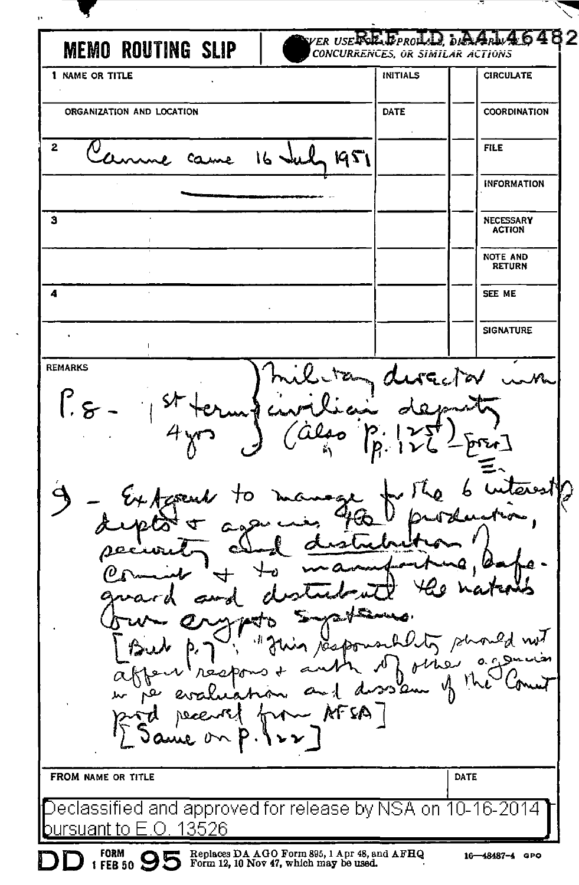REF ID:A4146482

**MEMO ROUTING SLIP**

NEVER USE FOR APPROVALS, DISAPPROVALS, CONCURRENCES, OR SIMILAR ACTIONS

| 1 NAME OR TITLE | INITIALS | | CIRCULATE |
|---|---|---|---|
| ORGANIZATION AND LOCATION | DATE | | COORDINATION |
| 2 Canine came 16 July 1951 | | | FILE |
| | | | INFORMATION |
| 3 | | | NECESSARY ACTION |
| | | | NOTE AND RETURN |
| 4 | | | SEE ME |
| | | | SIGNATURE |

REMARKS

P. 8 - 1st term } Military director with civilian deputy 4 yrs } (Also P. 125) (P. 126 - [???])

9 - Ex Agent to manage for the 6 interested depts & agencies the production, security and distribution of Comint & to manufacture, safeguard and distribute the nation's own crypto systems.

[But p. 7: "This responsibility should not affect respons & auth of other agencies in re evaluation and dissem of the Comint prod received from AFSA]

[Same on p. 122]

| FROM NAME OR TITLE | DATE |
|---|---|
| | |

Declassified and approved for release by NSA on 10-16-2014 pursuant to E.O. 13526

DD FORM 1 FEB 50 95 Replaces DA AGO Form 895, 1 Apr 48, and AFHQ Form 12, 10 Nov 47, which may be used. 10—48487-4 GPO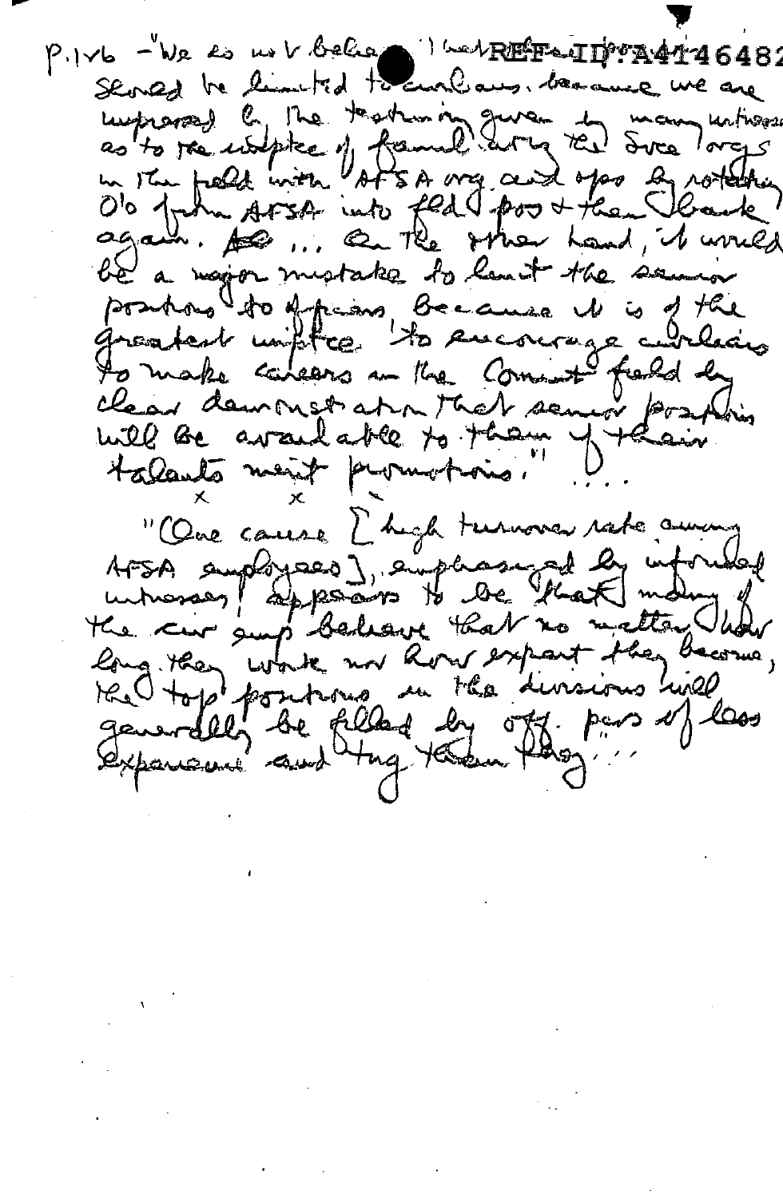p.126 – "We do not believe [that] [the senior positions] should be limited to civilians, because we are impressed by the testimony given by many witnesses as to the importance of familiarity the Svce orgs in the field with AFSA org and ops by rotating O's from AFSA into field pos & then back again. ... On the other hand, it would be a major mistake to limit the senior positions to officers, because it is of the greatest importance to encourage civilians to make careers in the Comint field by clear demonstration that senior positions will be available to them if their talents merit promotions." ...

x x

"One cause [high turnover rate among AFSA employees], emphasized by informed witnesses, appears to be [that] many of the civ emp believe that no matter how long they work nor how expert they become, the top positions in the divisions will generally be filled by off. pers of less experience and tng than they ..."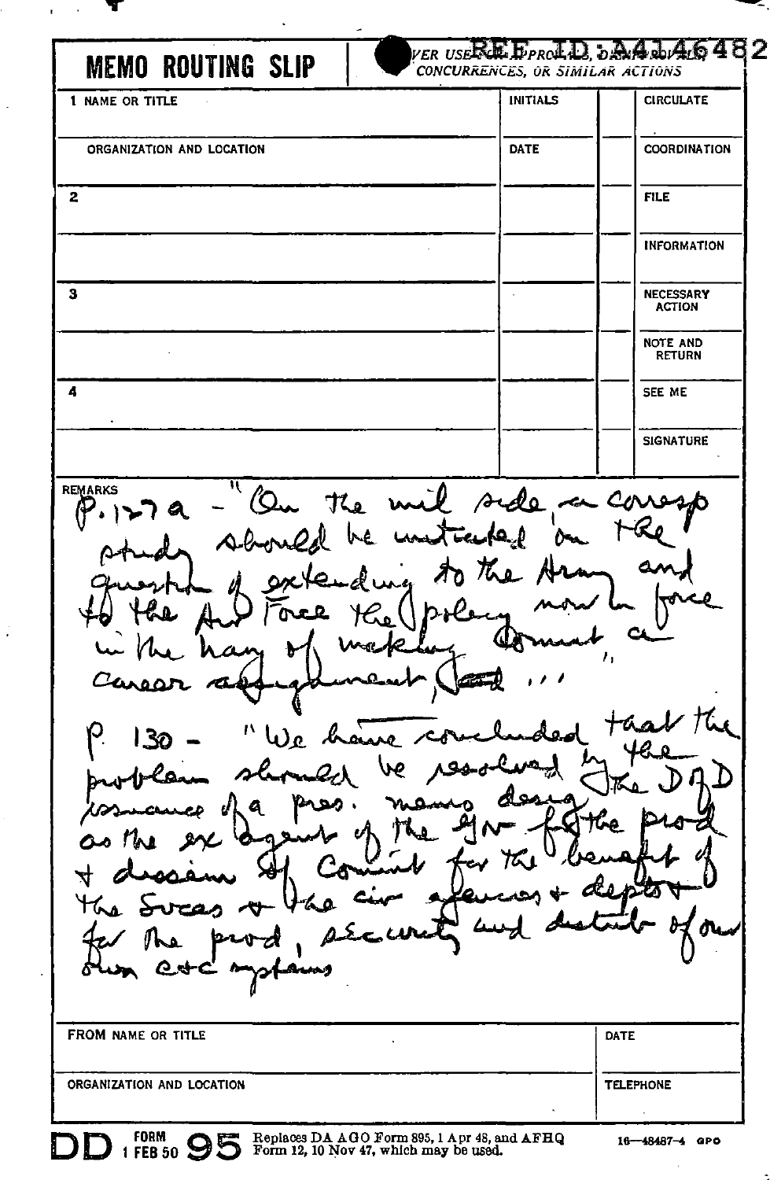# MEMO ROUTING SLIP

NEVER USE FOR APPROVALS, DISAPPROVALS, CONCURRENCES, OR SIMILAR ACTIONS

REF ID:A4146482

| | | | |
|---|---|---|---|
| 1 NAME OR TITLE | INITIALS | | CIRCULATE |
| ORGANIZATION AND LOCATION | DATE | | COORDINATION |
| 2 | | | FILE |
| | | | INFORMATION |
| 3 | | | NECESSARY ACTION |
| | | | NOTE AND RETURN |
| 4 | | | SEE ME |
| | | | SIGNATURE |

REMARKS

P. 127 a – "On the mil side, a corresp study should be instituted on the question of extending to the Army and to the Air Force the policy now in force in the Navy of making Comint a career assignment, ..."

P. 130 – "We have concluded that the problem should be resolved by the issuance of a pres. memo desig the DOD as the ex agent of the Gov for the prod & dissem of Comint for the benefit of the Svces & the civ agencies & depts & for the prod, security and distrib of our own C&C systems

| | |
|---|---|
| FROM NAME OR TITLE | DATE |
| ORGANIZATION AND LOCATION | TELEPHONE |

DD FORM 1 FEB 50 95 Replaces DA AGO Form 895, 1 Apr 48, and AFHQ Form 12, 10 Nov 47, which may be used. 16—48487-4 GPO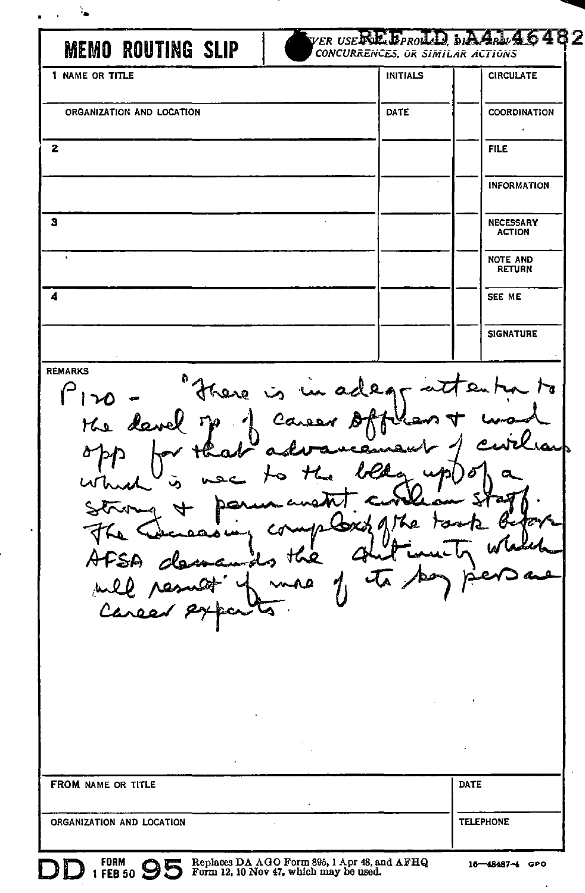REF ID:A4146482

# MEMO ROUTING SLIP

NEVER USE FOR APPROVALS, DISAPPROVALS, CONCURRENCES, OR SIMILAR ACTIONS

| 1 NAME OR TITLE | INITIALS | | CIRCULATE |
|---|---|---|---|
| ORGANIZATION AND LOCATION | DATE | | COORDINATION |
| 2 | | | FILE |
| | | | INFORMATION |
| 3 | | | NECESSARY ACTION |
| | | | NOTE AND RETURN |
| 4 | | | SEE ME |
| | | | SIGNATURE |

REMARKS

P 120 - "There is inadeq attention to the devel'op of career officers + inad opp for that advancement of civilians which is nec to the bldg up of a strong + permanent civilian staff. The increasing complexity of the task before AFSA demands the continuity which will result if more of its key personnel are career experts.

| FROM NAME OR TITLE | DATE |
|---|---|
| ORGANIZATION AND LOCATION | TELEPHONE |

DD FORM 1 FEB 50 95 Replaces DA AGO Form 895, 1 Apr 48, and AFHQ Form 12, 10 Nov 47, which may be used. 16—48487-4 GPO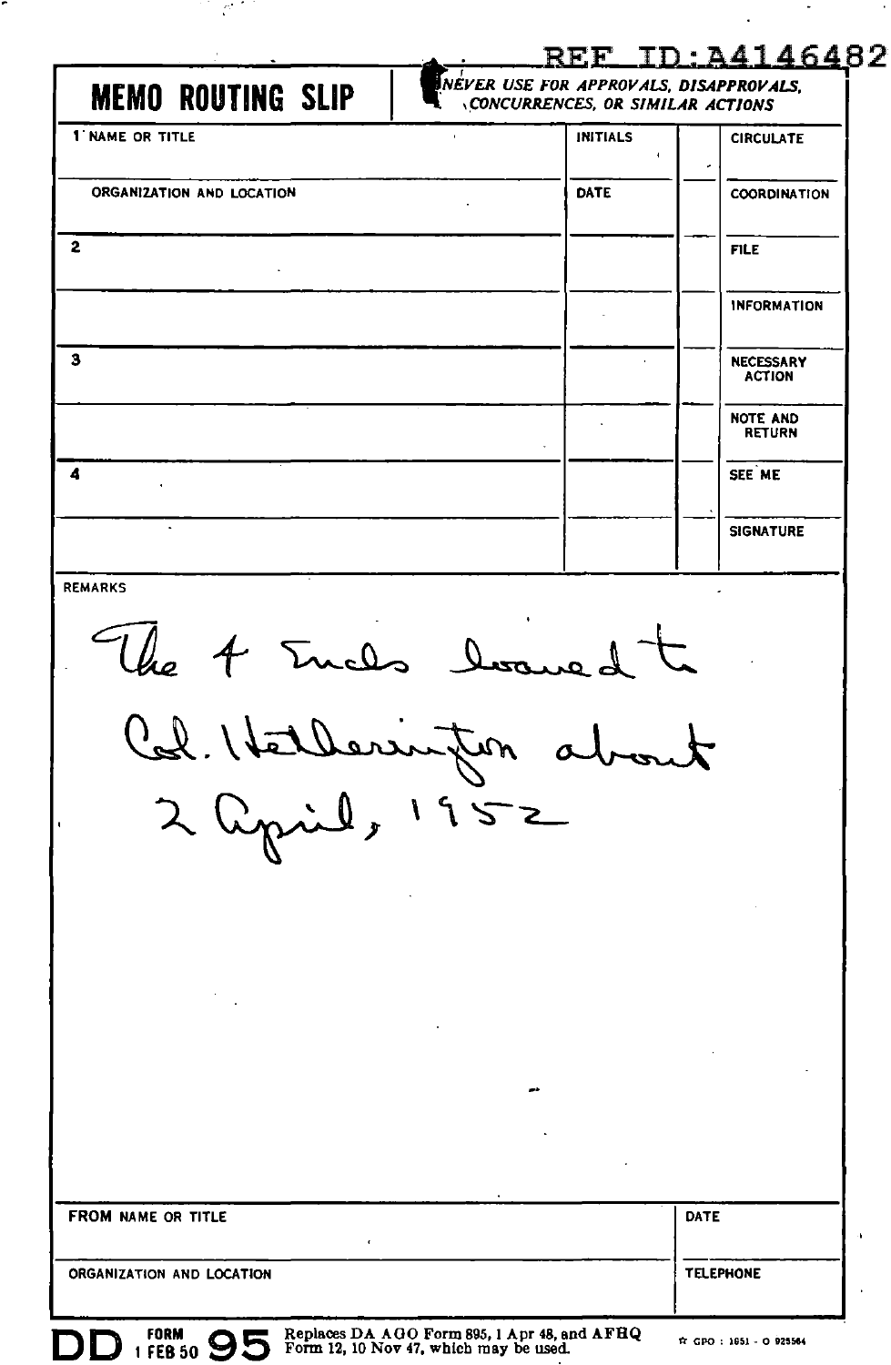REF ID:A4146482

# MEMO ROUTING SLIP

*NEVER USE FOR APPROVALS, DISAPPROVALS, CONCURRENCES, OR SIMILAR ACTIONS*

| 1 NAME OR TITLE | INITIALS | | CIRCULATE |
|---|---|---|---|
| ORGANIZATION AND LOCATION | DATE | | COORDINATION |
| 2 | | | FILE |
| | | | INFORMATION |
| 3 | | | NECESSARY ACTION |
| | | | NOTE AND RETURN |
| 4 | | | SEE ME |
| | | | SIGNATURE |

REMARKS

The 4 Incls loaned to Col. Hetherington about 2 April, 1952

| FROM NAME OR TITLE | DATE |
|---|---|
| ORGANIZATION AND LOCATION | TELEPHONE |

DD FORM 1 FEB 50 95 Replaces DA AGO Form 895, 1 Apr 48, and AFHQ Form 12, 10 Nov 47, which may be used.

☆ GPO : 1951 - O 925564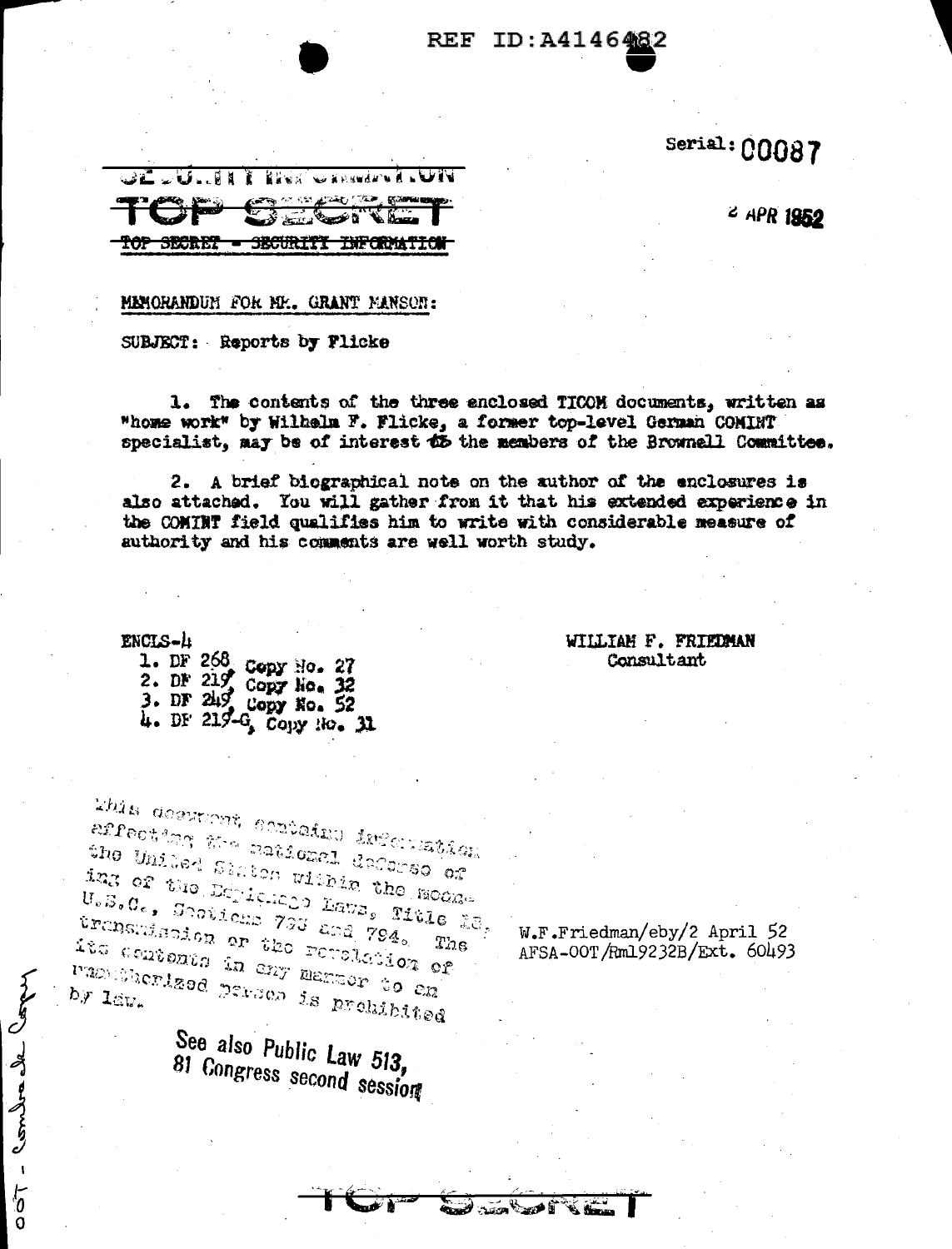REF ID:A4146482

Serial: 00087

SECURITY INFORMATION

TOP SECRET

TOP SECRET - SECURITY INFORMATION

2 APR 1952

MEMORANDUM FOR MR. GRANT MANSON:

SUBJECT: Reports by Flicke

1. The contents of the three enclosed TICOM documents, written as "home work" by Wilhelm F. Flicke, a former top-level German COMINT specialist, may be of interest to the members of the Brownell Committee.

2. A brief biographical note on the author of the enclosures is also attached. You will gather from it that his extended experience in the COMINT field qualifies him to write with considerable measure of authority and his comments are well worth study.

ENCLS-4
1. DF 268, Copy No. 27
2. DF 219, Copy No. 32
3. DF 249, Copy No. 52
4. DF 219-G, Copy No. 31

WILLIAM F. FRIEDMAN
Consultant

This document contains information affecting the national defense of the United States within the meaning of the Espionage Laws, Title 18, U.S.C., Sections 793 and 794. The transmission or the revelation of its contents in any manner to an unauthorized person is prohibited by law.

See also Public Law 513, 81 Congress second session

W.F.Friedman/eby/2 April 52
AFSA-00T/Rm19232B/Ext. 60493

00T - Lombarde Copy

TOP SECRET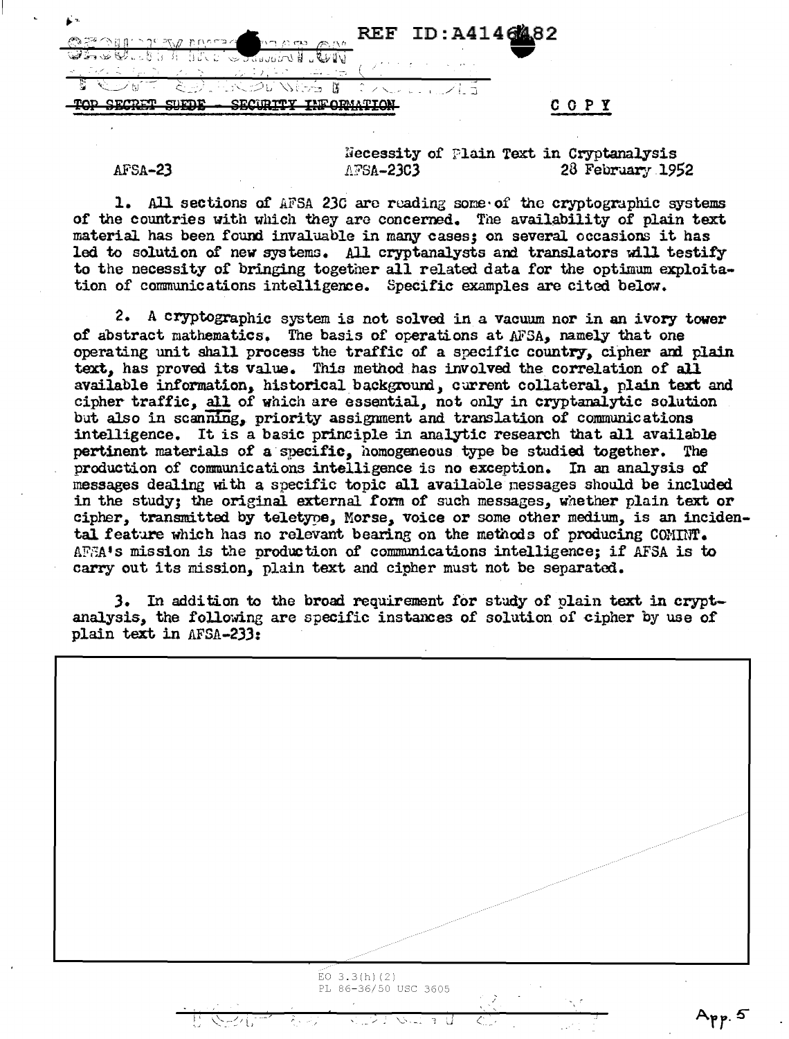REF ID:A414682

~~TOP SECRET SUEDE - SECURITY INFORMATION~~

COPY

AFSA-23

Necessity of Plain Text in Cryptanalysis
AFSA-23C3 28 February 1952

1. All sections of AFSA 23C are reading some of the cryptographic systems of the countries with which they are concerned. The availability of plain text material has been found invaluable in many cases; on several occasions it has led to solution of new systems. All cryptanalysts and translators will testify to the necessity of bringing together all related data for the optimum exploitation of communications intelligence. Specific examples are cited below.

2. A cryptographic system is not solved in a vacuum nor in an ivory tower of abstract mathematics. The basis of operations at AFSA, namely that one operating unit shall process the traffic of a specific country, cipher and plain text, has proved its value. This method has involved the correlation of all available information, historical background, current collateral, plain text and cipher traffic, all of which are essential, not only in cryptanalytic solution but also in scanning, priority assignment and translation of communications intelligence. It is a basic principle in analytic research that all available pertinent materials of a specific, homogeneous type be studied together. The production of communications intelligence is no exception. In an analysis of messages dealing with a specific topic all available messages should be included in the study; the original external form of such messages, whether plain text or cipher, transmitted by teletype, Morse, voice or some other medium, is an incidental feature which has no relevant bearing on the methods of producing COMINT. AFSA's mission is the production of communications intelligence; if AFSA is to carry out its mission, plain text and cipher must not be separated.

3. In addition to the broad requirement for study of plain text in cryptanalysis, the following are specific instances of solution of cipher by use of plain text in AFSA-233:

EO 3.3(h)(2)
PL 86-36/50 USC 3605

App. 5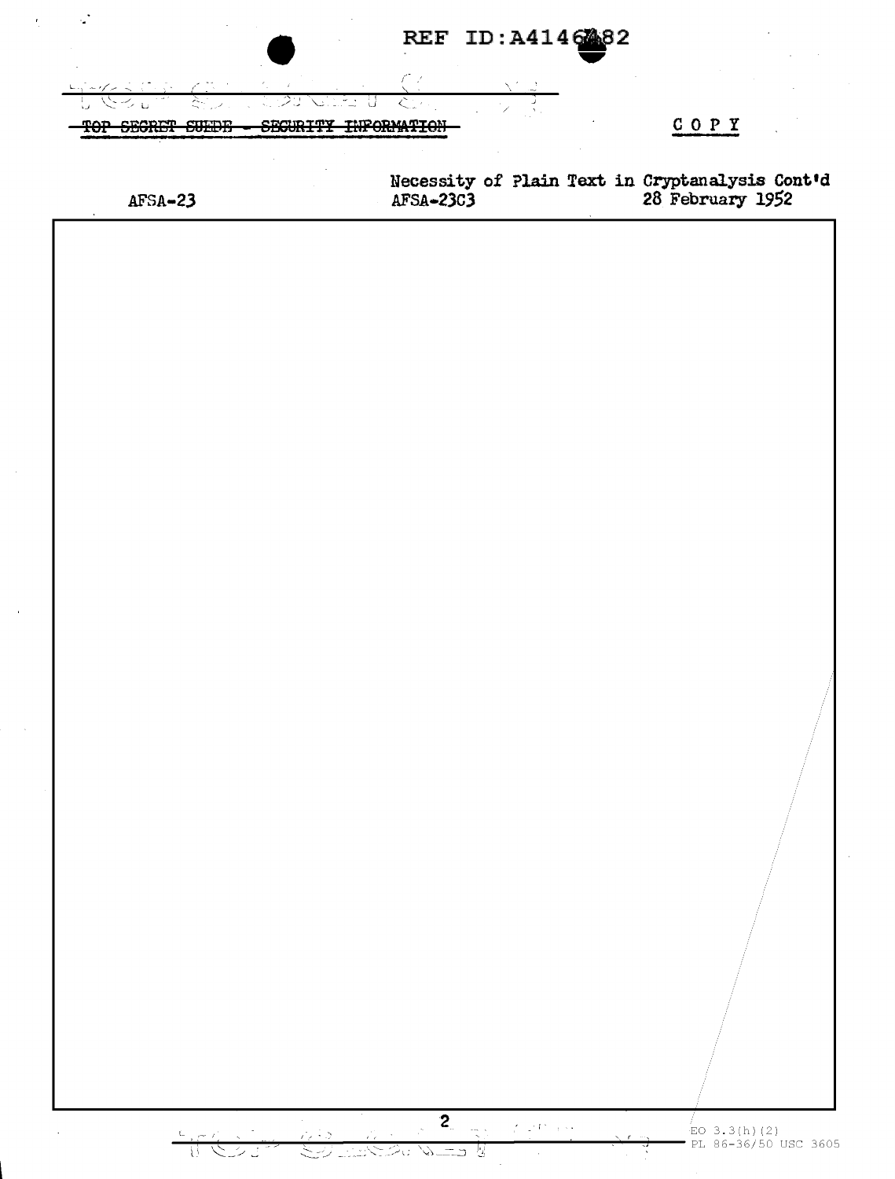~~TOP SECRET SUEDE - SECURITY INFORMATION~~

COPY

AFSA-23

Necessity of Plain Text in Cryptanalysis Cont'd
AFSA-23C3
28 February 1952

EO 3.3(h)(2)
PL 86-36/50 USC 3605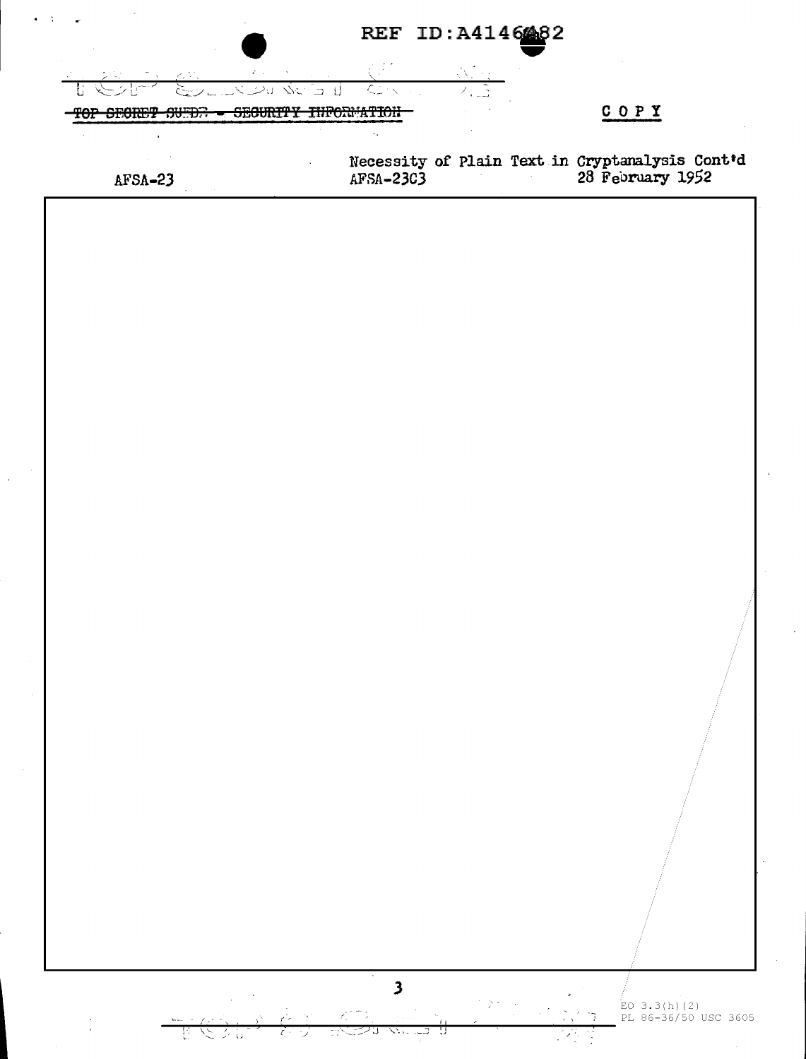TOP SECRET SUEDE - SECURITY INFORMATION

COPY

AFSA-23

Necessity of Plain Text in Cryptanalysis Cont'd

AFSA-23C3

28 February 1952

EO 3.3(h)(2)
PL 86-36/50 USC 3605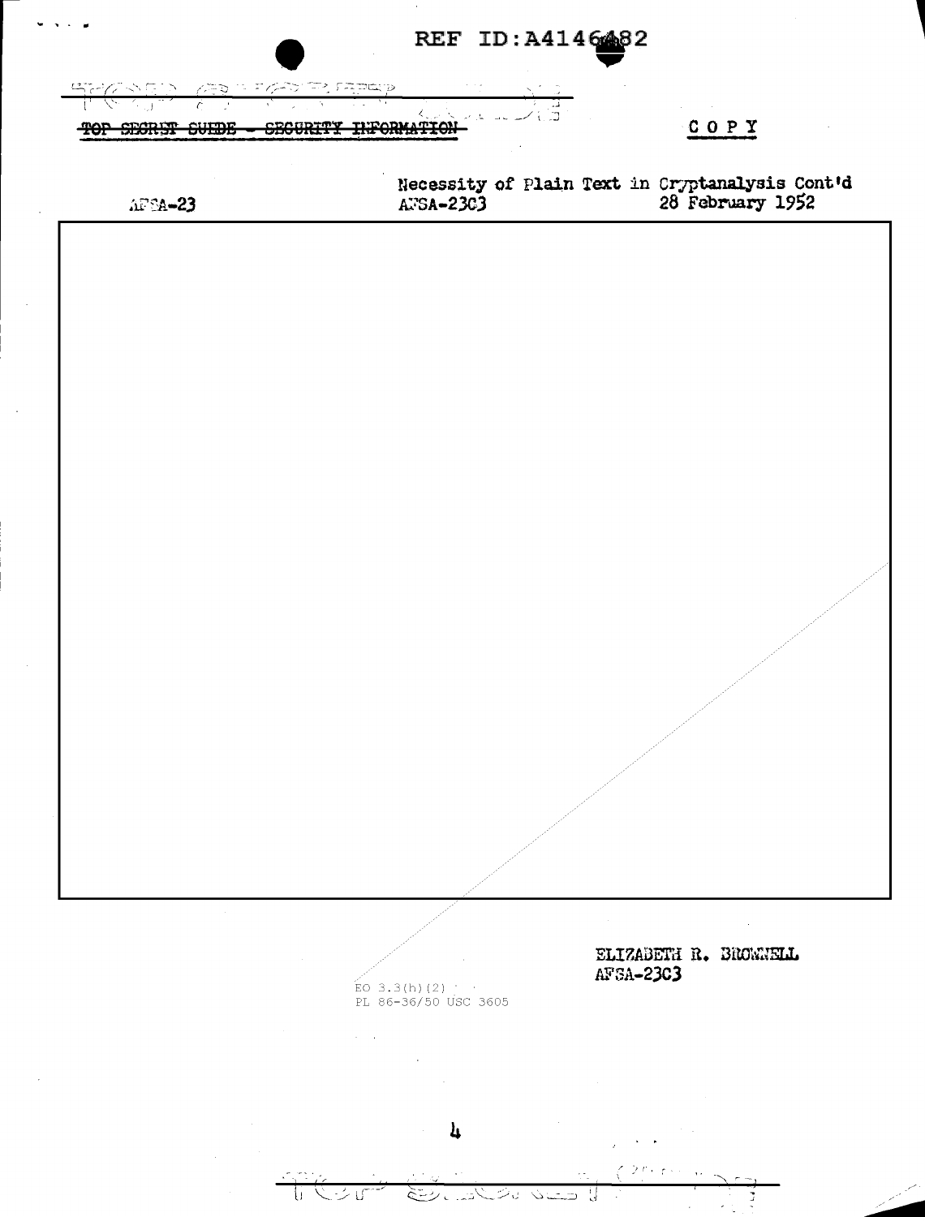REF ID:A4146482

~~TOP SECRET SUIDE - SECURITY INFORMATION~~

COPY

AFSA-23

Necessity of Plain Text in Cryptanalysis Cont'd

AFSA-23C3

28 February 1952

ELIZABETH R. BROWNELL
AFSA-23C3

EO 3.3(h)(2)
PL 86-36/50 USC 3605